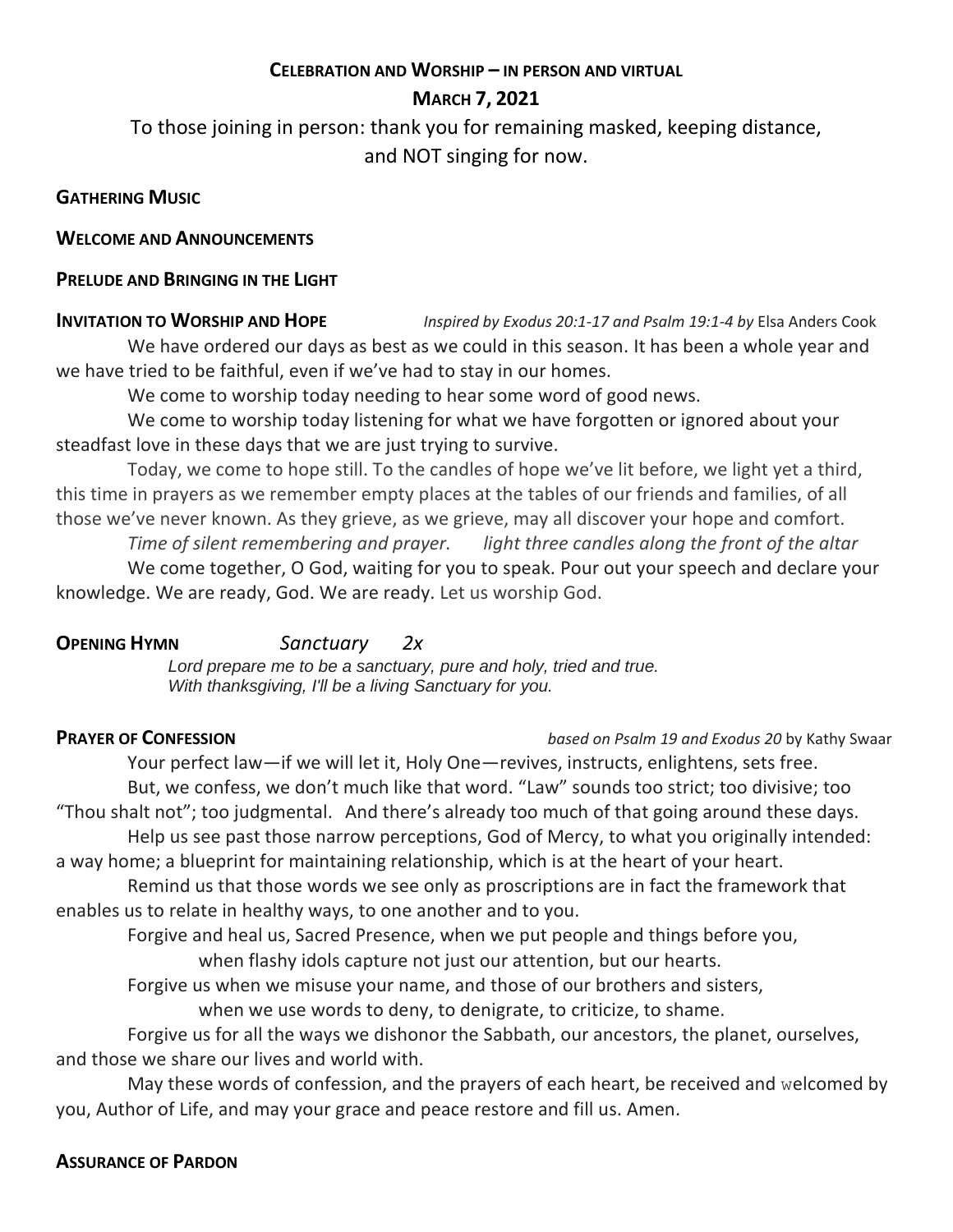## CELEBRATION AND WORSHIP – IN PERSON AND VIRTUAL

## MARCH 7, 2021

To those joining in person: thank you for remaining masked, keeping distance, and NOT singing for now.

**GATHERING MUSIC**

**WELCOME AND ANNOUNCEMENTS**

**PRELUDE AND BRINGING IN THE LIGHT**

**INVITATION TO WORSHIP AND HOPE** *Inspired by Exodus 20:1-17 and Psalm 19:1-4 by* Elsa Anders Cook

We have ordered our days as best as we could in this season. It has been a whole year and we have tried to be faithful, even if we've had to stay in our homes.

We come to worship today needing to hear some word of good news.

We come to worship today listening for what we have forgotten or ignored about your steadfast love in these days that we are just trying to survive.

Today, we come to hope still. To the candles of hope we've lit before, we light yet a third, this time in prayers as we remember empty places at the tables of our friends and families, of all those we've never known. As they grieve, as we grieve, may all discover your hope and comfort.

*Time of silent remembering and prayer.* *light three candles along the front of the altar*

We come together, O God, waiting for you to speak. Pour out your speech and declare your knowledge. We are ready, God. We are ready. Let us worship God.

**OPENING HYMN** *Sanctuary 2x*

*Lord prepare me to be a sanctuary, pure and holy, tried and true.*
*With thanksgiving, I'll be a living Sanctuary for you.*

**PRAYER OF CONFESSION** *based on Psalm 19 and Exodus 20* by Kathy Swaar

Your perfect law—if we will let it, Holy One—revives, instructs, enlightens, sets free.

But, we confess, we don't much like that word. "Law" sounds too strict; too divisive; too "Thou shalt not"; too judgmental. And there's already too much of that going around these days.

Help us see past those narrow perceptions, God of Mercy, to what you originally intended: a way home; a blueprint for maintaining relationship, which is at the heart of your heart.

Remind us that those words we see only as proscriptions are in fact the framework that enables us to relate in healthy ways, to one another and to you.

Forgive and heal us, Sacred Presence, when we put people and things before you,
when flashy idols capture not just our attention, but our hearts.

Forgive us when we misuse your name, and those of our brothers and sisters,
when we use words to deny, to denigrate, to criticize, to shame.

Forgive us for all the ways we dishonor the Sabbath, our ancestors, the planet, ourselves, and those we share our lives and world with.

May these words of confession, and the prayers of each heart, be received and welcomed by you, Author of Life, and may your grace and peace restore and fill us. Amen.

**ASSURANCE OF PARDON**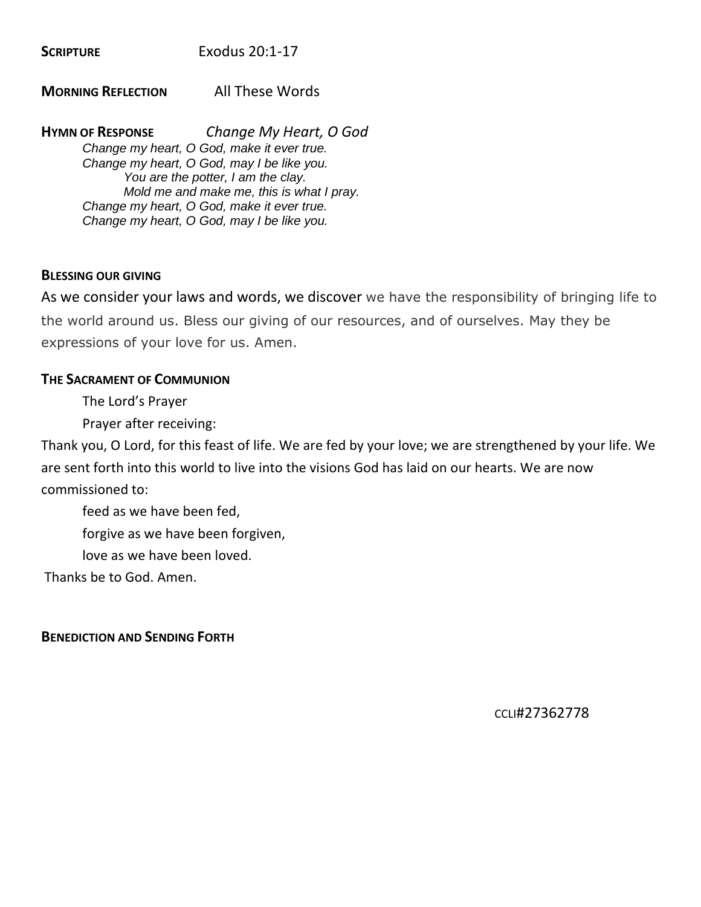**SCRIPTURE** Exodus 20:1-17

**MORNING REFLECTION** All These Words

**HYMN OF RESPONSE** *Change My Heart, O God*

*Change my heart, O God, make it ever true.*
*Change my heart, O God, may I be like you.*
*You are the potter, I am the clay.*
*Mold me and make me, this is what I pray.*
*Change my heart, O God, make it ever true.*
*Change my heart, O God, may I be like you.*

**BLESSING OUR GIVING**

As we consider your laws and words, we discover we have the responsibility of bringing life to the world around us. Bless our giving of our resources, and of ourselves. May they be expressions of your love for us. Amen.

**THE SACRAMENT OF COMMUNION**

The Lord's Prayer

Prayer after receiving:

Thank you, O Lord, for this feast of life. We are fed by your love; we are strengthened by your life. We are sent forth into this world to live into the visions God has laid on our hearts. We are now commissioned to:

feed as we have been fed,
forgive as we have been forgiven,
love as we have been loved.

Thanks be to God. Amen.

**BENEDICTION AND SENDING FORTH**

CCLI#27362778